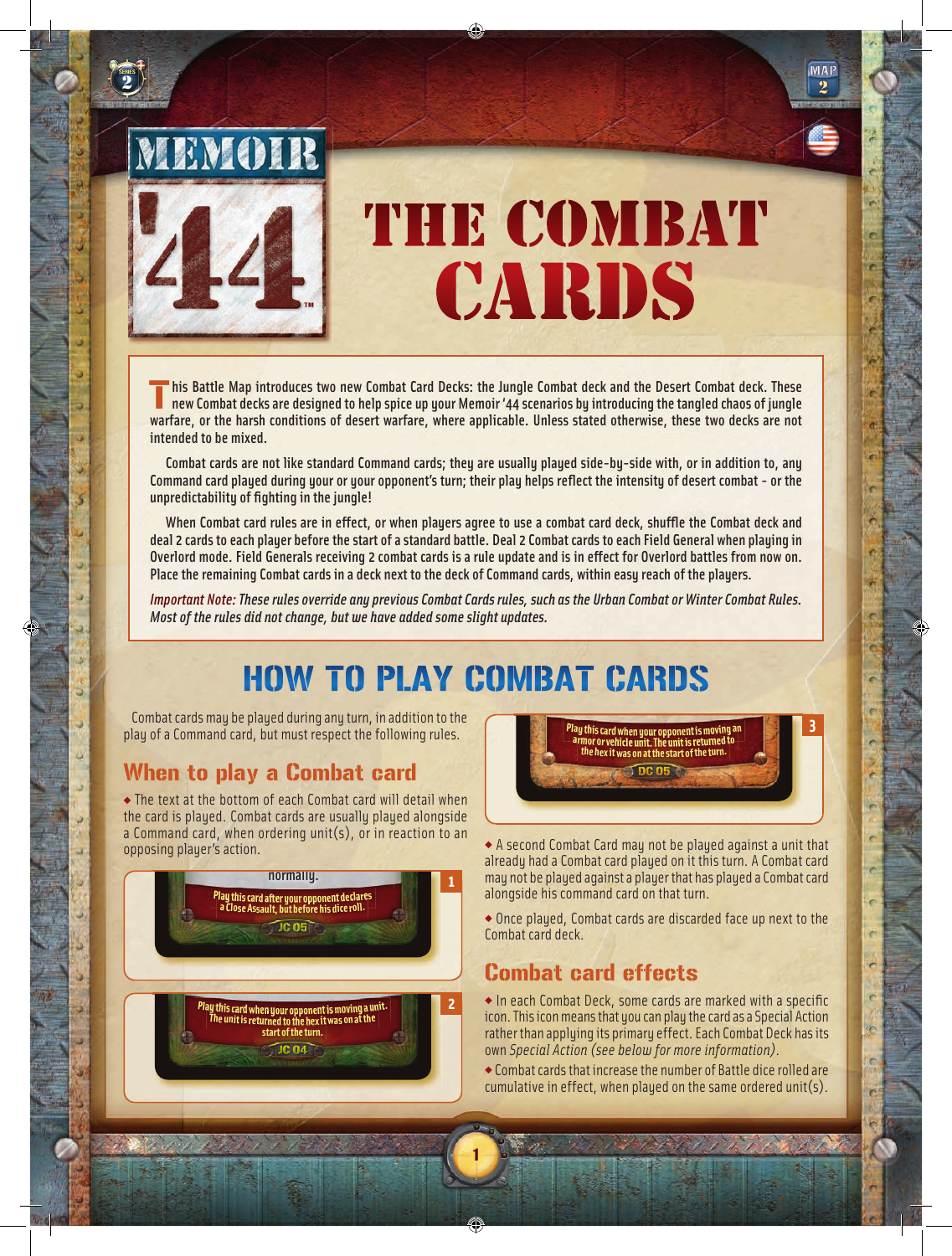# THE COMBAT CARDS

This Battle Map introduces two new Combat Card Decks: the Jungle Combat deck and the Desert Combat deck. These new Combat decks are designed to help spice up your Memoir '44 scenarios by introducing the tangled chaos of jungle warfare, or the harsh conditions of desert warfare, where applicable. Unless stated otherwise, these two decks are not intended to be mixed.

Combat cards are not like standard Command cards; they are usually played side-by-side with, or in addition to, any Command card played during your or your opponent's turn; their play helps reflect the intensity of desert combat - or the unpredictability of fighting in the jungle!

When Combat card rules are in effect, or when players agree to use a combat card deck, shuffle the Combat deck and deal 2 cards to each player before the start of a standard battle. Deal 2 Combat cards to each Field General when playing in Overlord mode. Field Generals receiving 2 combat cards is a rule update and is in effect for Overlord battles from now on. Place the remaining Combat cards in a deck next to the deck of Command cards, within easy reach of the players.

*Important Note: These rules override any previous Combat Cards rules, such as the Urban Combat or Winter Combat Rules. Most of the rules did not change, but we have added some slight updates.*

## HOW TO PLAY COMBAT CARDS

Combat cards may be played during any turn, in addition to the play of a Command card, but must respect the following rules.

### When to play a Combat card

- The text at the bottom of each Combat card will detail when the card is played. Combat cards are usually played alongside a Command card, when ordering unit(s), or in reaction to an opposing player's action.

1

normally.

Play this card after your opponent declares a Close Assault, but before his dice roll.

JC 05

2

Play this card when your opponent is moving a unit. The unit is returned to the hex it was on at the start of the turn.

JC 04

3

Play this card when your opponent is moving an armor or vehicle unit. The unit is returned to the hex it was on at the start of the turn.

DC 05

- A second Combat Card may not be played against a unit that already had a Combat card played on it this turn. A Combat card may not be played against a player that has played a Combat card alongside his command card on that turn.

- Once played, Combat cards are discarded face up next to the Combat card deck.

### Combat card effects

- In each Combat Deck, some cards are marked with a specific icon. This icon means that you can play the card as a Special Action rather than applying its primary effect. Each Combat Deck has its own *Special Action (see below for more information)*.
- Combat cards that increase the number of Battle dice rolled are cumulative in effect, when played on the same ordered unit(s).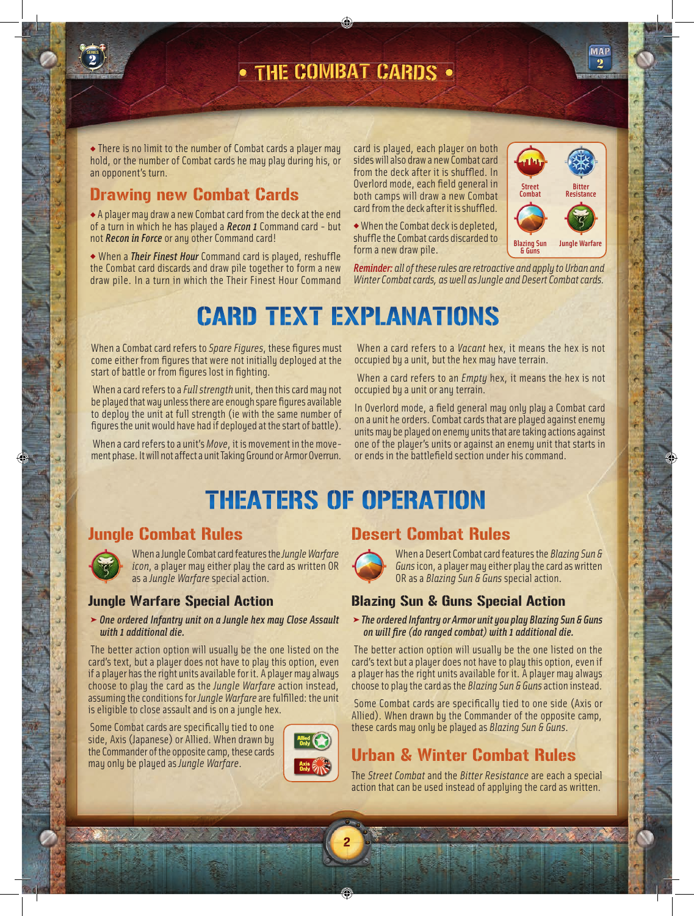# THE COMBAT CARDS

- There is no limit to the number of Combat cards a player may hold, or the number of Combat cards he may play during his, or an opponent's turn.

## Drawing new Combat Cards

- A player may draw a new Combat card from the deck at the end of a turn in which he has played a ***Recon 1*** Command card - but not ***Recon in Force*** or any other Command card!
- When a ***Their Finest Hour*** Command card is played, reshuffle the Combat card discards and draw pile together to form a new draw pile. In a turn in which the Their Finest Hour Command card is played, each player on both sides will also draw a new Combat card from the deck after it is shuffled. In Overlord mode, each field general in both camps will draw a new Combat card from the deck after it is shuffled.
- When the Combat deck is depleted, shuffle the Combat cards discarded to form a new draw pile.

Street Combat
Bitter Resistance
Blazing Sun & Guns
Jungle Warfare

*Reminder: all of these rules are retroactive and apply to Urban and Winter Combat cards, as well as Jungle and Desert Combat cards.*

# CARD TEXT EXPLANATIONS

When a Combat card refers to *Spare Figures*, these figures must come either from figures that were not initially deployed at the start of battle or from figures lost in fighting.

When a card refers to a *Full strength* unit, then this card may not be played that way unless there are enough spare figures available to deploy the unit at full strength (ie with the same number of figures the unit would have had if deployed at the start of battle).

When a card refers to a unit's *Move*, it is movement in the movement phase. It will not affect a unit Taking Ground or Armor Overrun.

When a card refers to a *Vacant* hex, it means the hex is not occupied by a unit, but the hex may have terrain.

When a card refers to an *Empty* hex, it means the hex is not occupied by a unit or any terrain.

In Overlord mode, a field general may only play a Combat card on a unit he orders. Combat cards that are played against enemy units may be played on enemy units that are taking actions against one of the player's units or against an enemy unit that starts in or ends in the battlefield section under his command.

# THEATERS OF OPERATION

## Jungle Combat Rules

When a Jungle Combat card features the *Jungle Warfare icon*, a player may either play the card as written OR as a *Jungle Warfare* special action.

### Jungle Warfare Special Action

- ***The ordered Infantry unit on a Jungle hex may Close Assault with 1 additional die.***

The better action option will usually be the one listed on the card's text, but a player does not have to play this option, even if a player has the right units available for it. A player may always choose to play the *Jungle Warfare* action instead, assuming the conditions for *Jungle Warfare* are fulfilled: the unit is eligible to close assault and is on a jungle hex.

Some Combat cards are specifically tied to one side, Axis (Japanese) or Allied. When drawn by the Commander of the opposite camp, these cards may only be played as *Jungle Warfare*.

Allied Only
Axis Only

## Desert Combat Rules

When a Desert Combat card features the *Blazing Sun & Guns* icon, a player may either play the card as written OR as a *Blazing Sun & Guns* special action.

### Blazing Sun & Guns Special Action

- ***The ordered Infantry or Armor unit you play Blazing Sun & Guns on will fire (do ranged combat) with 1 additional die.***

The better action option will usually be the one listed on the card's text but a player does not have to play this option, even if a player has the right units available for it. A player may always choose to play the card as the *Blazing Sun & Guns* action instead.

Some Combat cards are specifically tied to one side (Axis or Allied). When drawn by the Commander of the opposite camp, these cards may only be played as *Blazing Sun & Guns*.

## Urban & Winter Combat Rules

The *Street Combat* and the *Bitter Resistance* are each a special action that can be used instead of applying the card as written.